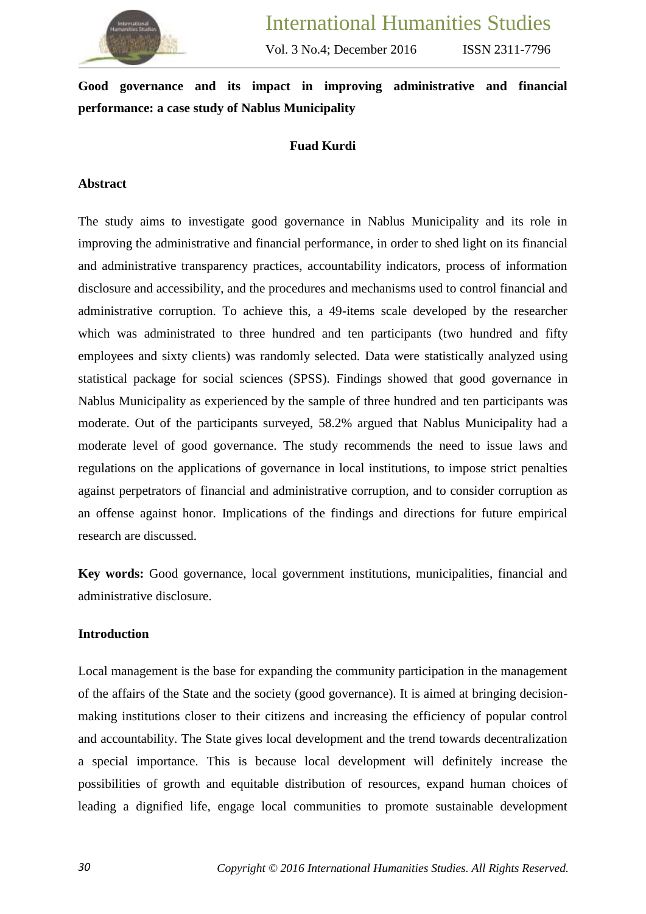# Good governance and its impact in improving administrative and financial performance: a case study of Nablus Municipality

**Fuad Kurdi**

## Abstract

The study aims to investigate good governance in Nablus Municipality and its role in improving the administrative and financial performance, in order to shed light on its financial and administrative transparency practices, accountability indicators, process of information disclosure and accessibility, and the procedures and mechanisms used to control financial and administrative corruption. To achieve this, a 49-items scale developed by the researcher which was administrated to three hundred and ten participants (two hundred and fifty employees and sixty clients) was randomly selected. Data were statistically analyzed using statistical package for social sciences (SPSS). Findings showed that good governance in Nablus Municipality as experienced by the sample of three hundred and ten participants was moderate. Out of the participants surveyed, 58.2% argued that Nablus Municipality had a moderate level of good governance. The study recommends the need to issue laws and regulations on the applications of governance in local institutions, to impose strict penalties against perpetrators of financial and administrative corruption, and to consider corruption as an offense against honor. Implications of the findings and directions for future empirical research are discussed.

**Key words:** Good governance, local government institutions, municipalities, financial and administrative disclosure.

## Introduction

Local management is the base for expanding the community participation in the management of the affairs of the State and the society (good governance). It is aimed at bringing decision-making institutions closer to their citizens and increasing the efficiency of popular control and accountability. The State gives local development and the trend towards decentralization a special importance. This is because local development will definitely increase the possibilities of growth and equitable distribution of resources, expand human choices of leading a dignified life, engage local communities to promote sustainable development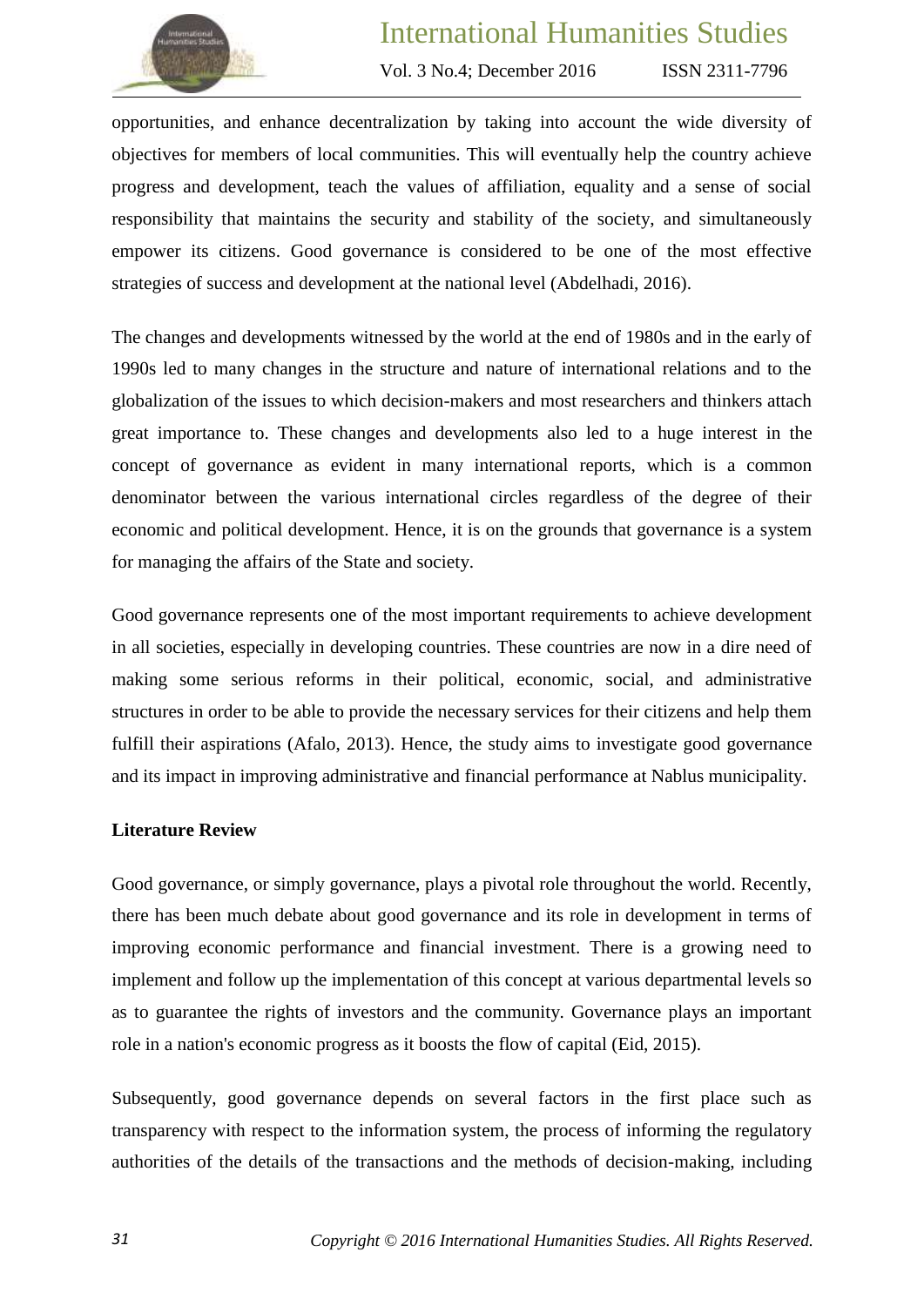opportunities, and enhance decentralization by taking into account the wide diversity of objectives for members of local communities. This will eventually help the country achieve progress and development, teach the values of affiliation, equality and a sense of social responsibility that maintains the security and stability of the society, and simultaneously empower its citizens. Good governance is considered to be one of the most effective strategies of success and development at the national level (Abdelhadi, 2016).

The changes and developments witnessed by the world at the end of 1980s and in the early of 1990s led to many changes in the structure and nature of international relations and to the globalization of the issues to which decision-makers and most researchers and thinkers attach great importance to. These changes and developments also led to a huge interest in the concept of governance as evident in many international reports, which is a common denominator between the various international circles regardless of the degree of their economic and political development. Hence, it is on the grounds that governance is a system for managing the affairs of the State and society.

Good governance represents one of the most important requirements to achieve development in all societies, especially in developing countries. These countries are now in a dire need of making some serious reforms in their political, economic, social, and administrative structures in order to be able to provide the necessary services for their citizens and help them fulfill their aspirations (Afalo, 2013). Hence, the study aims to investigate good governance and its impact in improving administrative and financial performance at Nablus municipality.

## Literature Review

Good governance, or simply governance, plays a pivotal role throughout the world. Recently, there has been much debate about good governance and its role in development in terms of improving economic performance and financial investment. There is a growing need to implement and follow up the implementation of this concept at various departmental levels so as to guarantee the rights of investors and the community. Governance plays an important role in a nation's economic progress as it boosts the flow of capital (Eid, 2015).

Subsequently, good governance depends on several factors in the first place such as transparency with respect to the information system, the process of informing the regulatory authorities of the details of the transactions and the methods of decision-making, including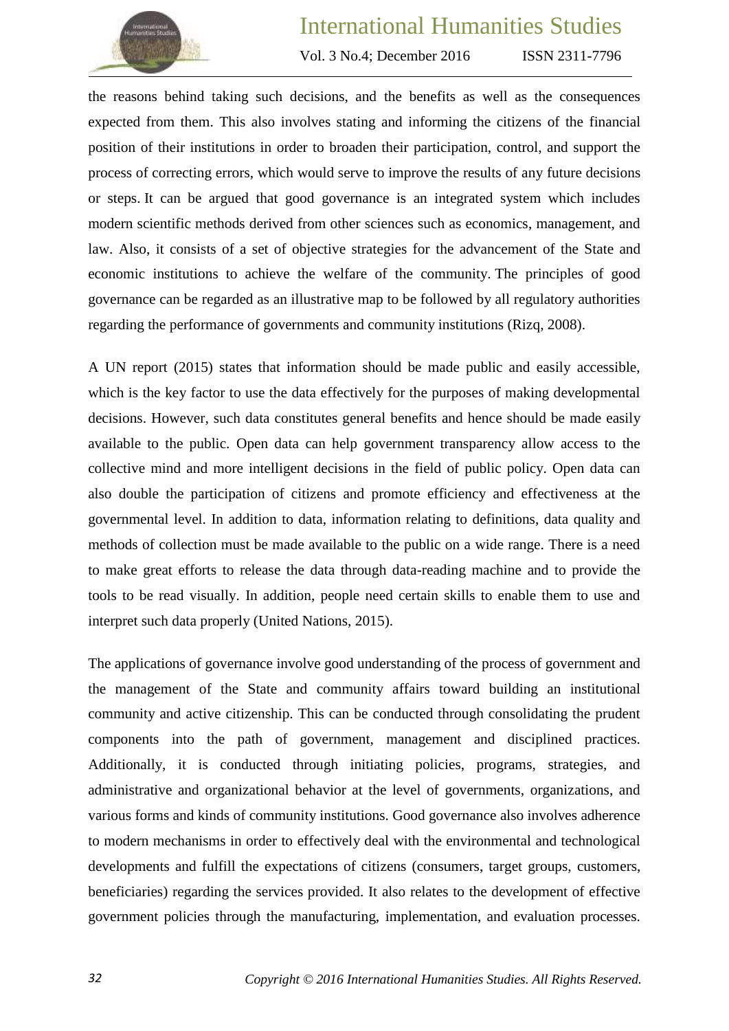the reasons behind taking such decisions, and the benefits as well as the consequences expected from them. This also involves stating and informing the citizens of the financial position of their institutions in order to broaden their participation, control, and support the process of correcting errors, which would serve to improve the results of any future decisions or steps. It can be argued that good governance is an integrated system which includes modern scientific methods derived from other sciences such as economics, management, and law. Also, it consists of a set of objective strategies for the advancement of the State and economic institutions to achieve the welfare of the community. The principles of good governance can be regarded as an illustrative map to be followed by all regulatory authorities regarding the performance of governments and community institutions (Rizq, 2008).

A UN report (2015) states that information should be made public and easily accessible, which is the key factor to use the data effectively for the purposes of making developmental decisions. However, such data constitutes general benefits and hence should be made easily available to the public. Open data can help government transparency allow access to the collective mind and more intelligent decisions in the field of public policy. Open data can also double the participation of citizens and promote efficiency and effectiveness at the governmental level. In addition to data, information relating to definitions, data quality and methods of collection must be made available to the public on a wide range. There is a need to make great efforts to release the data through data-reading machine and to provide the tools to be read visually. In addition, people need certain skills to enable them to use and interpret such data properly (United Nations, 2015).

The applications of governance involve good understanding of the process of government and the management of the State and community affairs toward building an institutional community and active citizenship. This can be conducted through consolidating the prudent components into the path of government, management and disciplined practices. Additionally, it is conducted through initiating policies, programs, strategies, and administrative and organizational behavior at the level of governments, organizations, and various forms and kinds of community institutions. Good governance also involves adherence to modern mechanisms in order to effectively deal with the environmental and technological developments and fulfill the expectations of citizens (consumers, target groups, customers, beneficiaries) regarding the services provided. It also relates to the development of effective government policies through the manufacturing, implementation, and evaluation processes.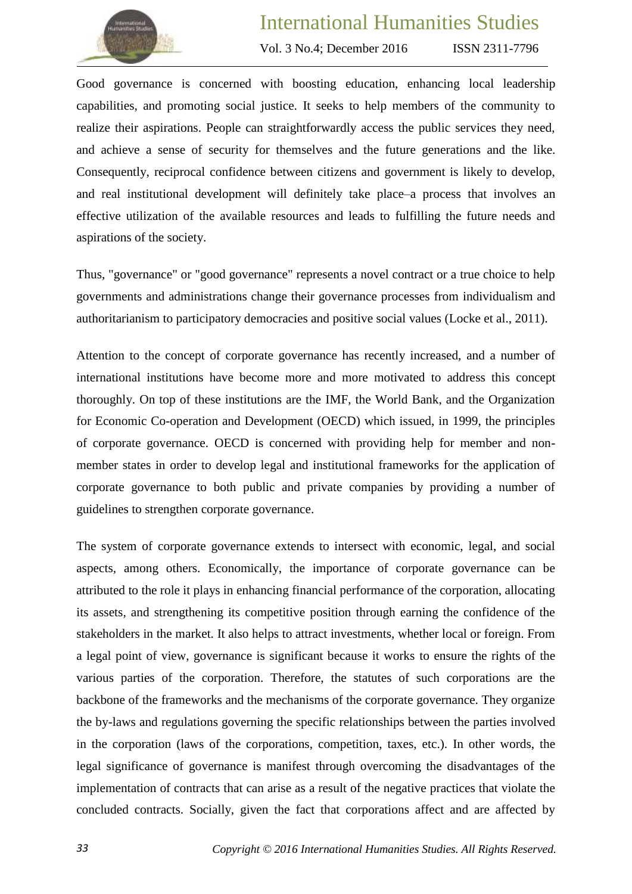Good governance is concerned with boosting education, enhancing local leadership capabilities, and promoting social justice. It seeks to help members of the community to realize their aspirations. People can straightforwardly access the public services they need, and achieve a sense of security for themselves and the future generations and the like. Consequently, reciprocal confidence between citizens and government is likely to develop, and real institutional development will definitely take place–a process that involves an effective utilization of the available resources and leads to fulfilling the future needs and aspirations of the society.

Thus, "governance" or "good governance" represents a novel contract or a true choice to help governments and administrations change their governance processes from individualism and authoritarianism to participatory democracies and positive social values (Locke et al., 2011).

Attention to the concept of corporate governance has recently increased, and a number of international institutions have become more and more motivated to address this concept thoroughly. On top of these institutions are the IMF, the World Bank, and the Organization for Economic Co-operation and Development (OECD) which issued, in 1999, the principles of corporate governance. OECD is concerned with providing help for member and non-member states in order to develop legal and institutional frameworks for the application of corporate governance to both public and private companies by providing a number of guidelines to strengthen corporate governance.

The system of corporate governance extends to intersect with economic, legal, and social aspects, among others. Economically, the importance of corporate governance can be attributed to the role it plays in enhancing financial performance of the corporation, allocating its assets, and strengthening its competitive position through earning the confidence of the stakeholders in the market. It also helps to attract investments, whether local or foreign. From a legal point of view, governance is significant because it works to ensure the rights of the various parties of the corporation. Therefore, the statutes of such corporations are the backbone of the frameworks and the mechanisms of the corporate governance. They organize the by-laws and regulations governing the specific relationships between the parties involved in the corporation (laws of the corporations, competition, taxes, etc.). In other words, the legal significance of governance is manifest through overcoming the disadvantages of the implementation of contracts that can arise as a result of the negative practices that violate the concluded contracts. Socially, given the fact that corporations affect and are affected by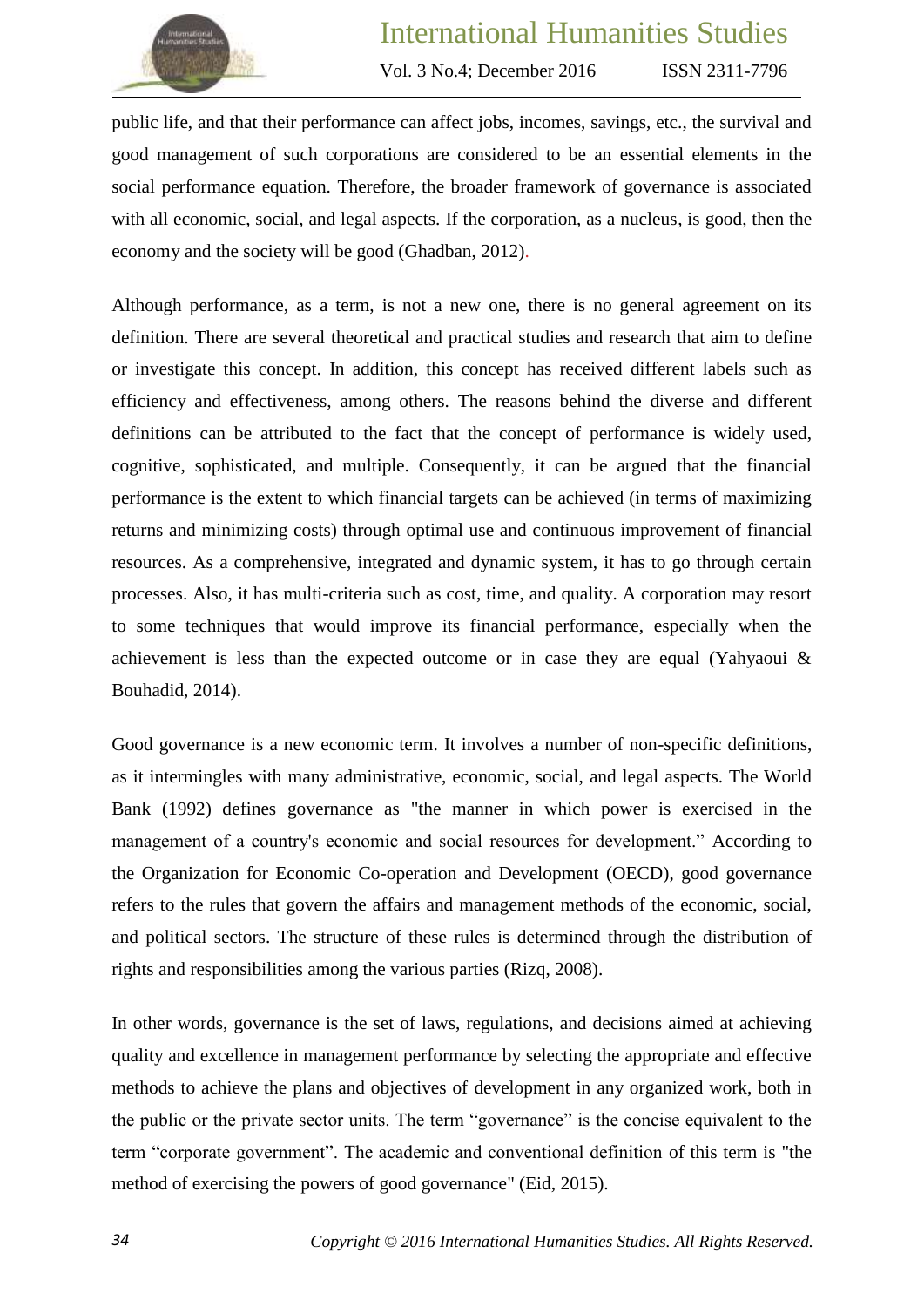public life, and that their performance can affect jobs, incomes, savings, etc., the survival and good management of such corporations are considered to be an essential elements in the social performance equation. Therefore, the broader framework of governance is associated with all economic, social, and legal aspects. If the corporation, as a nucleus, is good, then the economy and the society will be good (Ghadban, 2012).

Although performance, as a term, is not a new one, there is no general agreement on its definition. There are several theoretical and practical studies and research that aim to define or investigate this concept. In addition, this concept has received different labels such as efficiency and effectiveness, among others. The reasons behind the diverse and different definitions can be attributed to the fact that the concept of performance is widely used, cognitive, sophisticated, and multiple. Consequently, it can be argued that the financial performance is the extent to which financial targets can be achieved (in terms of maximizing returns and minimizing costs) through optimal use and continuous improvement of financial resources. As a comprehensive, integrated and dynamic system, it has to go through certain processes. Also, it has multi-criteria such as cost, time, and quality. A corporation may resort to some techniques that would improve its financial performance, especially when the achievement is less than the expected outcome or in case they are equal (Yahyaoui & Bouhadid, 2014).

Good governance is a new economic term. It involves a number of non-specific definitions, as it intermingles with many administrative, economic, social, and legal aspects. The World Bank (1992) defines governance as "the manner in which power is exercised in the management of a country's economic and social resources for development." According to the Organization for Economic Co-operation and Development (OECD), good governance refers to the rules that govern the affairs and management methods of the economic, social, and political sectors. The structure of these rules is determined through the distribution of rights and responsibilities among the various parties (Rizq, 2008).

In other words, governance is the set of laws, regulations, and decisions aimed at achieving quality and excellence in management performance by selecting the appropriate and effective methods to achieve the plans and objectives of development in any organized work, both in the public or the private sector units. The term "governance" is the concise equivalent to the term "corporate government". The academic and conventional definition of this term is "the method of exercising the powers of good governance" (Eid, 2015).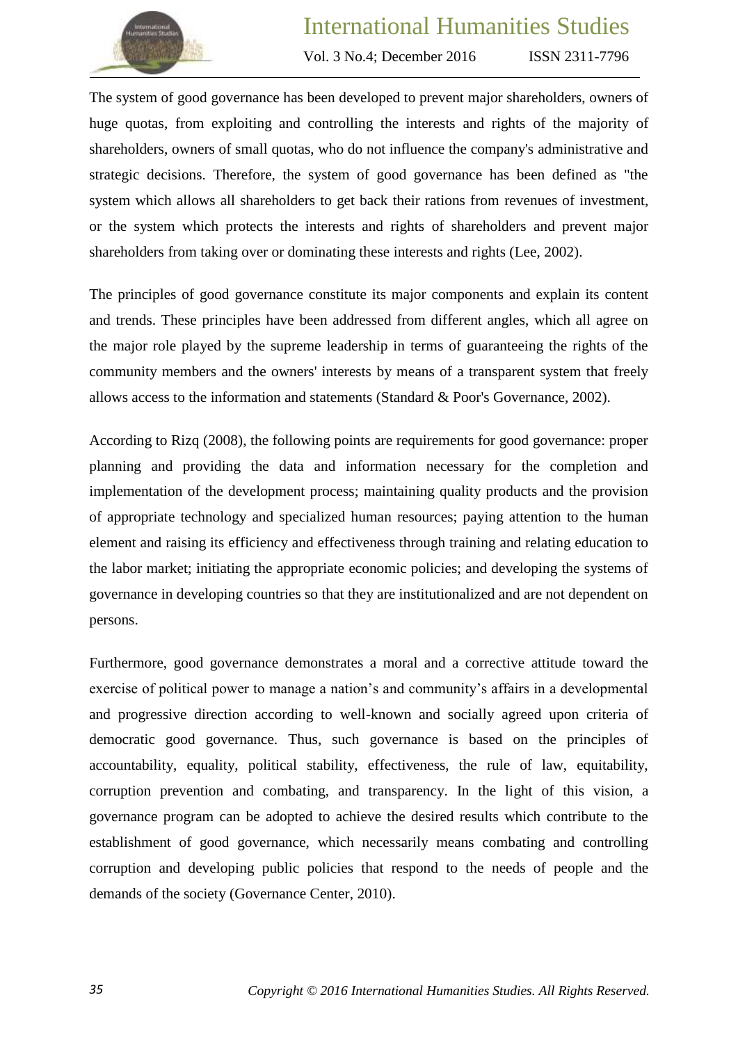The system of good governance has been developed to prevent major shareholders, owners of huge quotas, from exploiting and controlling the interests and rights of the majority of shareholders, owners of small quotas, who do not influence the company's administrative and strategic decisions. Therefore, the system of good governance has been defined as "the system which allows all shareholders to get back their rations from revenues of investment, or the system which protects the interests and rights of shareholders and prevent major shareholders from taking over or dominating these interests and rights (Lee, 2002).

The principles of good governance constitute its major components and explain its content and trends. These principles have been addressed from different angles, which all agree on the major role played by the supreme leadership in terms of guaranteeing the rights of the community members and the owners' interests by means of a transparent system that freely allows access to the information and statements (Standard & Poor's Governance, 2002).

According to Rizq (2008), the following points are requirements for good governance: proper planning and providing the data and information necessary for the completion and implementation of the development process; maintaining quality products and the provision of appropriate technology and specialized human resources; paying attention to the human element and raising its efficiency and effectiveness through training and relating education to the labor market; initiating the appropriate economic policies; and developing the systems of governance in developing countries so that they are institutionalized and are not dependent on persons.

Furthermore, good governance demonstrates a moral and a corrective attitude toward the exercise of political power to manage a nation's and community's affairs in a developmental and progressive direction according to well-known and socially agreed upon criteria of democratic good governance. Thus, such governance is based on the principles of accountability, equality, political stability, effectiveness, the rule of law, equitability, corruption prevention and combating, and transparency. In the light of this vision, a governance program can be adopted to achieve the desired results which contribute to the establishment of good governance, which necessarily means combating and controlling corruption and developing public policies that respond to the needs of people and the demands of the society (Governance Center, 2010).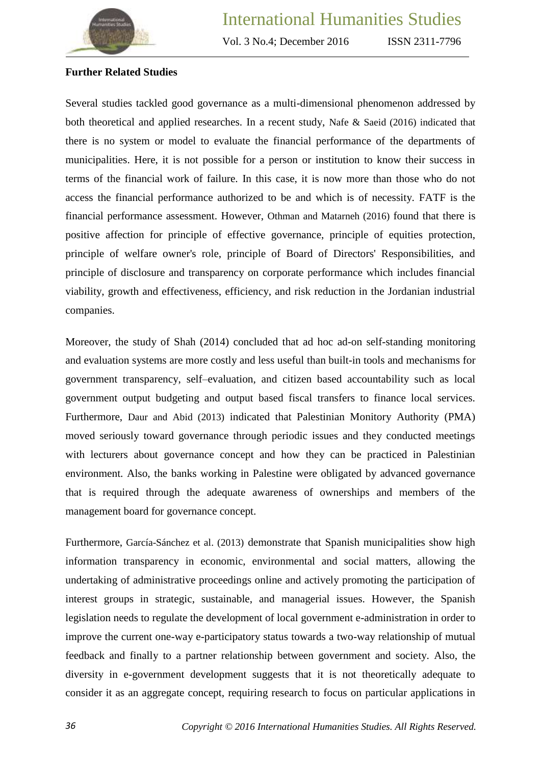**Further Related Studies**

Several studies tackled good governance as a multi-dimensional phenomenon addressed by both theoretical and applied researches. In a recent study, Nafe & Saeid (2016) indicated that there is no system or model to evaluate the financial performance of the departments of municipalities. Here, it is not possible for a person or institution to know their success in terms of the financial work of failure. In this case, it is now more than those who do not access the financial performance authorized to be and which is of necessity. FATF is the financial performance assessment. However, Othman and Matarneh (2016) found that there is positive affection for principle of effective governance, principle of equities protection, principle of welfare owner's role, principle of Board of Directors' Responsibilities, and principle of disclosure and transparency on corporate performance which includes financial viability, growth and effectiveness, efficiency, and risk reduction in the Jordanian industrial companies.

Moreover, the study of Shah (2014) concluded that ad hoc ad-on self-standing monitoring and evaluation systems are more costly and less useful than built-in tools and mechanisms for government transparency, self–evaluation, and citizen based accountability such as local government output budgeting and output based fiscal transfers to finance local services. Furthermore, Daur and Abid (2013) indicated that Palestinian Monitory Authority (PMA) moved seriously toward governance through periodic issues and they conducted meetings with lecturers about governance concept and how they can be practiced in Palestinian environment. Also, the banks working in Palestine were obligated by advanced governance that is required through the adequate awareness of ownerships and members of the management board for governance concept.

Furthermore, García-Sánchez et al. (2013) demonstrate that Spanish municipalities show high information transparency in economic, environmental and social matters, allowing the undertaking of administrative proceedings online and actively promoting the participation of interest groups in strategic, sustainable, and managerial issues. However, the Spanish legislation needs to regulate the development of local government e-administration in order to improve the current one-way e-participatory status towards a two-way relationship of mutual feedback and finally to a partner relationship between government and society. Also, the diversity in e-government development suggests that it is not theoretically adequate to consider it as an aggregate concept, requiring research to focus on particular applications in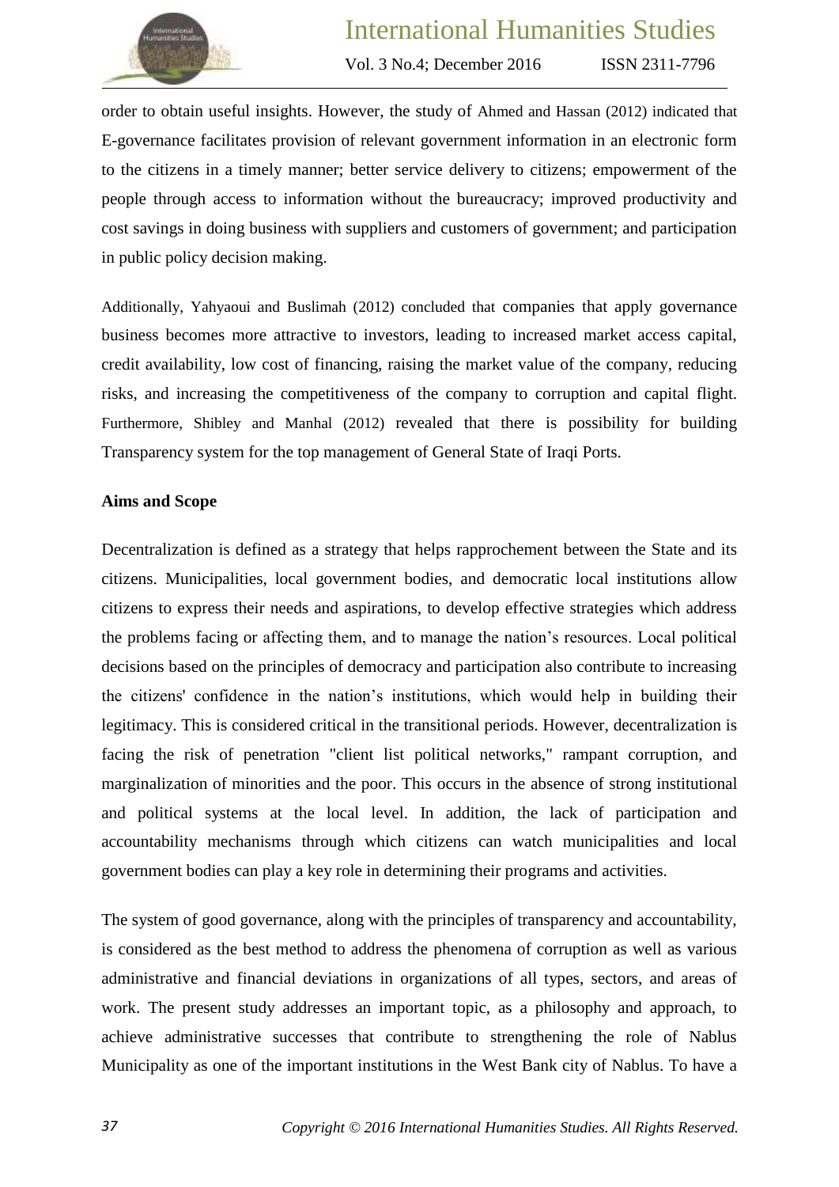order to obtain useful insights. However, the study of Ahmed and Hassan (2012) indicated that E-governance facilitates provision of relevant government information in an electronic form to the citizens in a timely manner; better service delivery to citizens; empowerment of the people through access to information without the bureaucracy; improved productivity and cost savings in doing business with suppliers and customers of government; and participation in public policy decision making.

Additionally, Yahyaoui and Buslimah (2012) concluded that companies that apply governance business becomes more attractive to investors, leading to increased market access capital, credit availability, low cost of financing, raising the market value of the company, reducing risks, and increasing the competitiveness of the company to corruption and capital flight. Furthermore, Shibley and Manhal (2012) revealed that there is possibility for building Transparency system for the top management of General State of Iraqi Ports.

**Aims and Scope**

Decentralization is defined as a strategy that helps rapprochement between the State and its citizens. Municipalities, local government bodies, and democratic local institutions allow citizens to express their needs and aspirations, to develop effective strategies which address the problems facing or affecting them, and to manage the nation's resources. Local political decisions based on the principles of democracy and participation also contribute to increasing the citizens' confidence in the nation's institutions, which would help in building their legitimacy. This is considered critical in the transitional periods. However, decentralization is facing the risk of penetration "client list political networks," rampant corruption, and marginalization of minorities and the poor. This occurs in the absence of strong institutional and political systems at the local level. In addition, the lack of participation and accountability mechanisms through which citizens can watch municipalities and local government bodies can play a key role in determining their programs and activities.

The system of good governance, along with the principles of transparency and accountability, is considered as the best method to address the phenomena of corruption as well as various administrative and financial deviations in organizations of all types, sectors, and areas of work. The present study addresses an important topic, as a philosophy and approach, to achieve administrative successes that contribute to strengthening the role of Nablus Municipality as one of the important institutions in the West Bank city of Nablus. To have a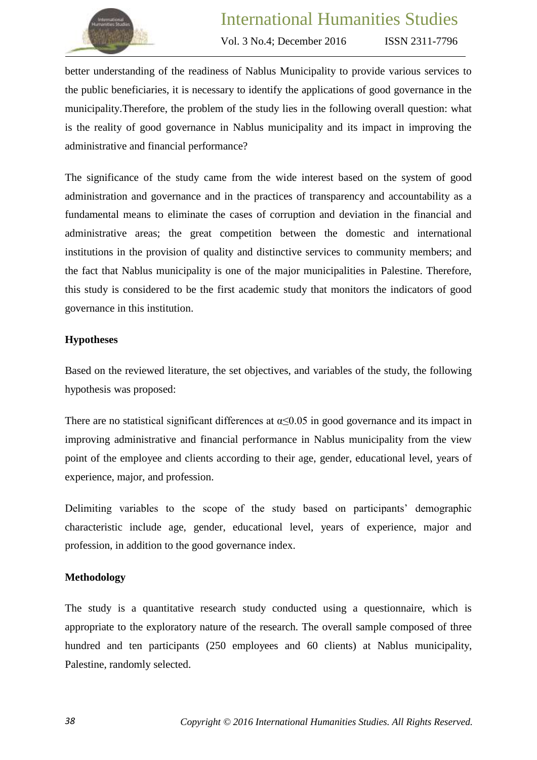better understanding of the readiness of Nablus Municipality to provide various services to the public beneficiaries, it is necessary to identify the applications of good governance in the municipality.Therefore, the problem of the study lies in the following overall question: what is the reality of good governance in Nablus municipality and its impact in improving the administrative and financial performance?

The significance of the study came from the wide interest based on the system of good administration and governance and in the practices of transparency and accountability as a fundamental means to eliminate the cases of corruption and deviation in the financial and administrative areas; the great competition between the domestic and international institutions in the provision of quality and distinctive services to community members; and the fact that Nablus municipality is one of the major municipalities in Palestine. Therefore, this study is considered to be the first academic study that monitors the indicators of good governance in this institution.

**Hypotheses**

Based on the reviewed literature, the set objectives, and variables of the study, the following hypothesis was proposed:

There are no statistical significant differences at $\alpha \leq 0.05$ in good governance and its impact in improving administrative and financial performance in Nablus municipality from the view point of the employee and clients according to their age, gender, educational level, years of experience, major, and profession.

Delimiting variables to the scope of the study based on participants' demographic characteristic include age, gender, educational level, years of experience, major and profession, in addition to the good governance index.

**Methodology**

The study is a quantitative research study conducted using a questionnaire, which is appropriate to the exploratory nature of the research. The overall sample composed of three hundred and ten participants (250 employees and 60 clients) at Nablus municipality, Palestine, randomly selected.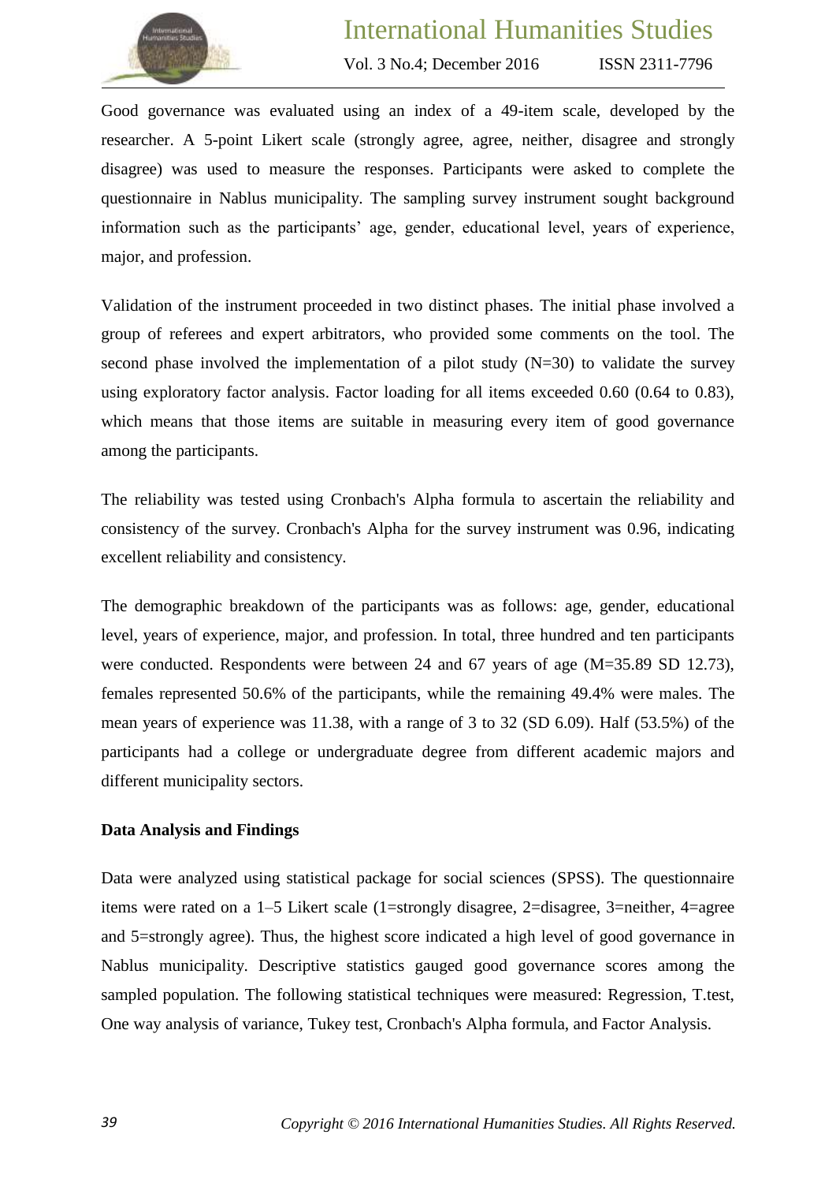Good governance was evaluated using an index of a 49-item scale, developed by the researcher. A 5-point Likert scale (strongly agree, agree, neither, disagree and strongly disagree) was used to measure the responses. Participants were asked to complete the questionnaire in Nablus municipality. The sampling survey instrument sought background information such as the participants' age, gender, educational level, years of experience, major, and profession.

Validation of the instrument proceeded in two distinct phases. The initial phase involved a group of referees and expert arbitrators, who provided some comments on the tool. The second phase involved the implementation of a pilot study (N=30) to validate the survey using exploratory factor analysis. Factor loading for all items exceeded 0.60 (0.64 to 0.83), which means that those items are suitable in measuring every item of good governance among the participants.

The reliability was tested using Cronbach's Alpha formula to ascertain the reliability and consistency of the survey. Cronbach's Alpha for the survey instrument was 0.96, indicating excellent reliability and consistency.

The demographic breakdown of the participants was as follows: age, gender, educational level, years of experience, major, and profession. In total, three hundred and ten participants were conducted. Respondents were between 24 and 67 years of age (M=35.89 SD 12.73), females represented 50.6% of the participants, while the remaining 49.4% were males. The mean years of experience was 11.38, with a range of 3 to 32 (SD 6.09). Half (53.5%) of the participants had a college or undergraduate degree from different academic majors and different municipality sectors.

**Data Analysis and Findings**

Data were analyzed using statistical package for social sciences (SPSS). The questionnaire items were rated on a 1–5 Likert scale (1=strongly disagree, 2=disagree, 3=neither, 4=agree and 5=strongly agree). Thus, the highest score indicated a high level of good governance in Nablus municipality. Descriptive statistics gauged good governance scores among the sampled population. The following statistical techniques were measured: Regression, T.test, One way analysis of variance, Tukey test, Cronbach's Alpha formula, and Factor Analysis.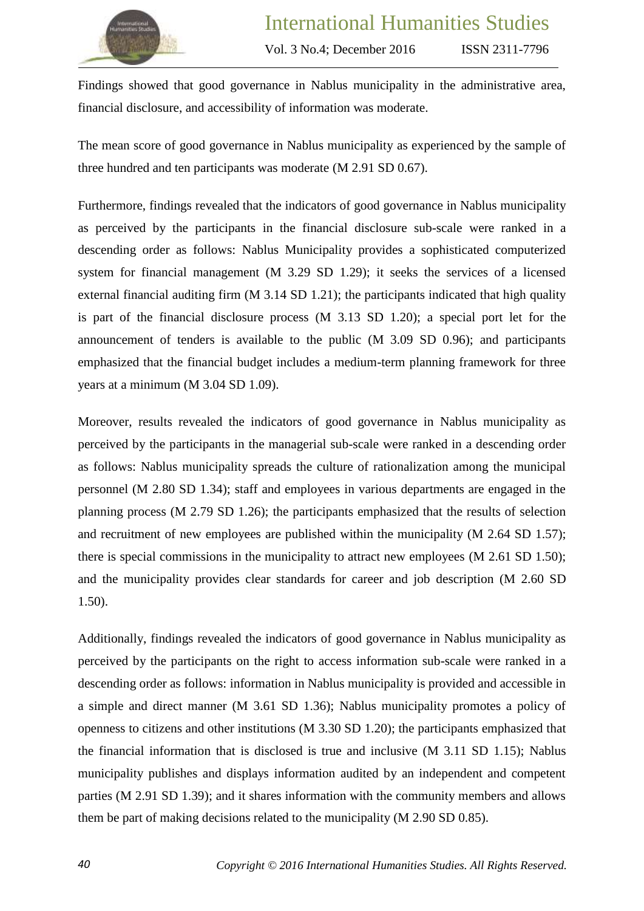Findings showed that good governance in Nablus municipality in the administrative area, financial disclosure, and accessibility of information was moderate.

The mean score of good governance in Nablus municipality as experienced by the sample of three hundred and ten participants was moderate (M 2.91 SD 0.67).

Furthermore, findings revealed that the indicators of good governance in Nablus municipality as perceived by the participants in the financial disclosure sub-scale were ranked in a descending order as follows: Nablus Municipality provides a sophisticated computerized system for financial management (M 3.29 SD 1.29); it seeks the services of a licensed external financial auditing firm (M 3.14 SD 1.21); the participants indicated that high quality is part of the financial disclosure process (M 3.13 SD 1.20); a special port let for the announcement of tenders is available to the public (M 3.09 SD 0.96); and participants emphasized that the financial budget includes a medium-term planning framework for three years at a minimum (M 3.04 SD 1.09).

Moreover, results revealed the indicators of good governance in Nablus municipality as perceived by the participants in the managerial sub-scale were ranked in a descending order as follows: Nablus municipality spreads the culture of rationalization among the municipal personnel (M 2.80 SD 1.34); staff and employees in various departments are engaged in the planning process (M 2.79 SD 1.26); the participants emphasized that the results of selection and recruitment of new employees are published within the municipality (M 2.64 SD 1.57); there is special commissions in the municipality to attract new employees (M 2.61 SD 1.50); and the municipality provides clear standards for career and job description (M 2.60 SD 1.50).

Additionally, findings revealed the indicators of good governance in Nablus municipality as perceived by the participants on the right to access information sub-scale were ranked in a descending order as follows: information in Nablus municipality is provided and accessible in a simple and direct manner (M 3.61 SD 1.36); Nablus municipality promotes a policy of openness to citizens and other institutions (M 3.30 SD 1.20); the participants emphasized that the financial information that is disclosed is true and inclusive (M 3.11 SD 1.15); Nablus municipality publishes and displays information audited by an independent and competent parties (M 2.91 SD 1.39); and it shares information with the community members and allows them be part of making decisions related to the municipality (M 2.90 SD 0.85).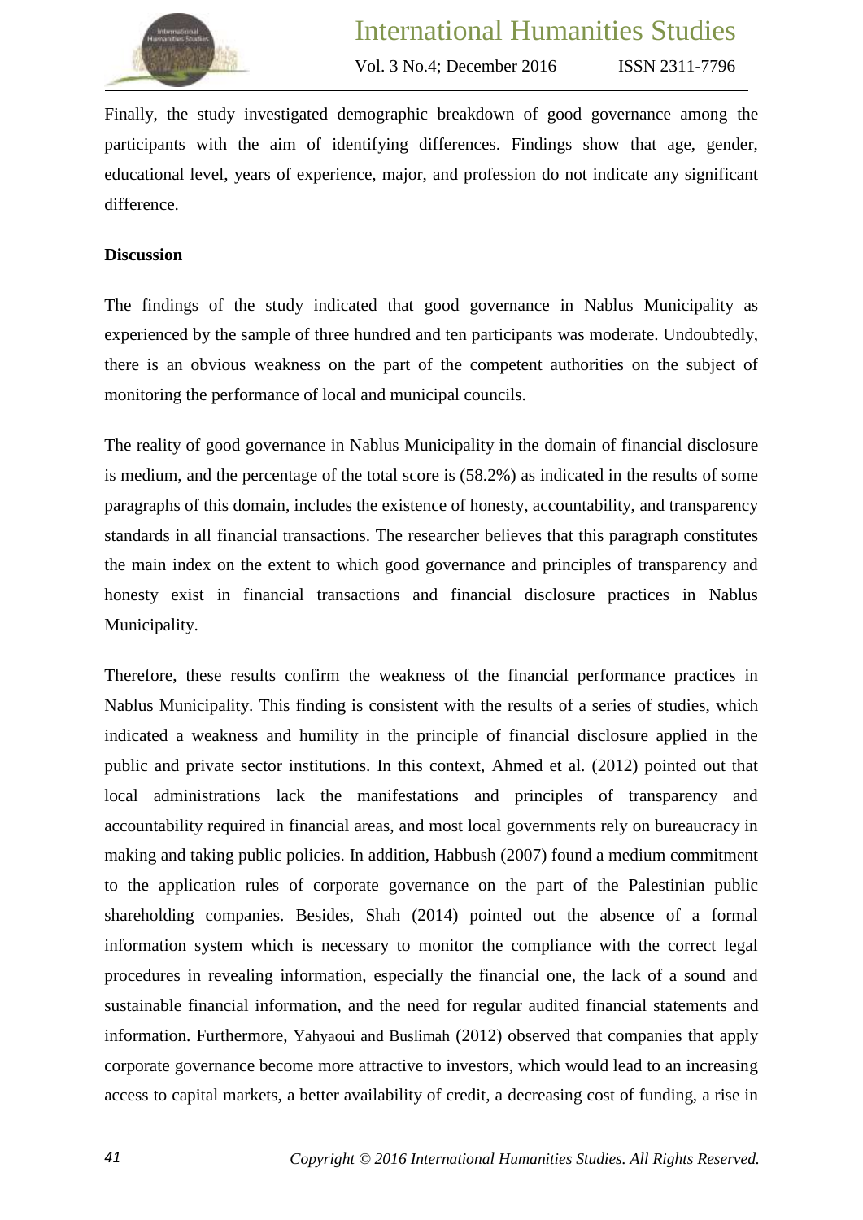Finally, the study investigated demographic breakdown of good governance among the participants with the aim of identifying differences. Findings show that age, gender, educational level, years of experience, major, and profession do not indicate any significant difference.

**Discussion**

The findings of the study indicated that good governance in Nablus Municipality as experienced by the sample of three hundred and ten participants was moderate. Undoubtedly, there is an obvious weakness on the part of the competent authorities on the subject of monitoring the performance of local and municipal councils.

The reality of good governance in Nablus Municipality in the domain of financial disclosure is medium, and the percentage of the total score is (58.2%) as indicated in the results of some paragraphs of this domain, includes the existence of honesty, accountability, and transparency standards in all financial transactions. The researcher believes that this paragraph constitutes the main index on the extent to which good governance and principles of transparency and honesty exist in financial transactions and financial disclosure practices in Nablus Municipality.

Therefore, these results confirm the weakness of the financial performance practices in Nablus Municipality. This finding is consistent with the results of a series of studies, which indicated a weakness and humility in the principle of financial disclosure applied in the public and private sector institutions. In this context, Ahmed et al. (2012) pointed out that local administrations lack the manifestations and principles of transparency and accountability required in financial areas, and most local governments rely on bureaucracy in making and taking public policies. In addition, Habbush (2007) found a medium commitment to the application rules of corporate governance on the part of the Palestinian public shareholding companies. Besides, Shah (2014) pointed out the absence of a formal information system which is necessary to monitor the compliance with the correct legal procedures in revealing information, especially the financial one, the lack of a sound and sustainable financial information, and the need for regular audited financial statements and information. Furthermore, Yahyaoui and Buslimah (2012) observed that companies that apply corporate governance become more attractive to investors, which would lead to an increasing access to capital markets, a better availability of credit, a decreasing cost of funding, a rise in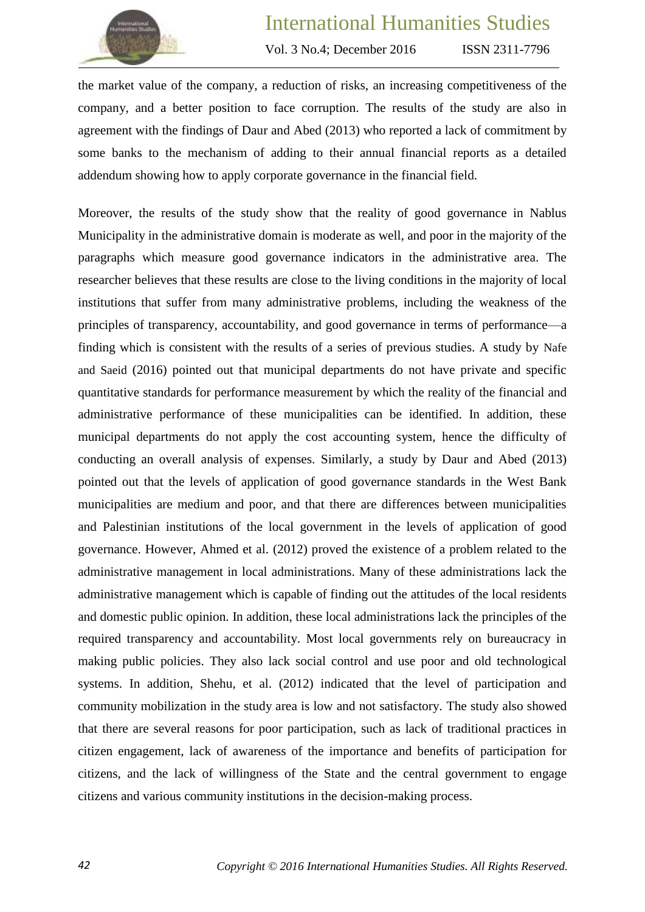the market value of the company, a reduction of risks, an increasing competitiveness of the company, and a better position to face corruption. The results of the study are also in agreement with the findings of Daur and Abed (2013) who reported a lack of commitment by some banks to the mechanism of adding to their annual financial reports as a detailed addendum showing how to apply corporate governance in the financial field.

Moreover, the results of the study show that the reality of good governance in Nablus Municipality in the administrative domain is moderate as well, and poor in the majority of the paragraphs which measure good governance indicators in the administrative area. The researcher believes that these results are close to the living conditions in the majority of local institutions that suffer from many administrative problems, including the weakness of the principles of transparency, accountability, and good governance in terms of performance—a finding which is consistent with the results of a series of previous studies. A study by Nafe and Saeid (2016) pointed out that municipal departments do not have private and specific quantitative standards for performance measurement by which the reality of the financial and administrative performance of these municipalities can be identified. In addition, these municipal departments do not apply the cost accounting system, hence the difficulty of conducting an overall analysis of expenses. Similarly, a study by Daur and Abed (2013) pointed out that the levels of application of good governance standards in the West Bank municipalities are medium and poor, and that there are differences between municipalities and Palestinian institutions of the local government in the levels of application of good governance. However, Ahmed et al. (2012) proved the existence of a problem related to the administrative management in local administrations. Many of these administrations lack the administrative management which is capable of finding out the attitudes of the local residents and domestic public opinion. In addition, these local administrations lack the principles of the required transparency and accountability. Most local governments rely on bureaucracy in making public policies. They also lack social control and use poor and old technological systems. In addition, Shehu, et al. (2012) indicated that the level of participation and community mobilization in the study area is low and not satisfactory. The study also showed that there are several reasons for poor participation, such as lack of traditional practices in citizen engagement, lack of awareness of the importance and benefits of participation for citizens, and the lack of willingness of the State and the central government to engage citizens and various community institutions in the decision-making process.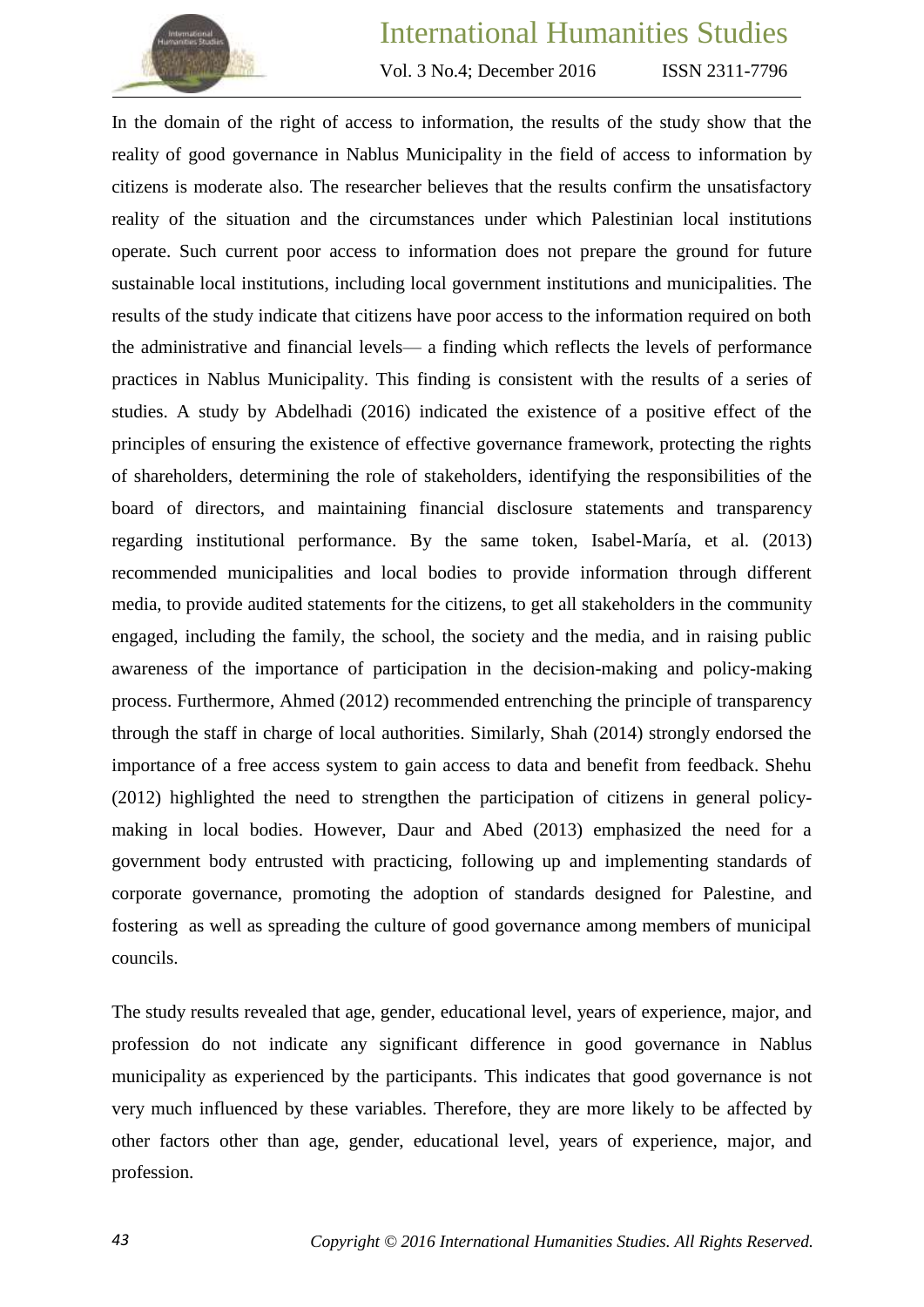In the domain of the right of access to information, the results of the study show that the reality of good governance in Nablus Municipality in the field of access to information by citizens is moderate also. The researcher believes that the results confirm the unsatisfactory reality of the situation and the circumstances under which Palestinian local institutions operate. Such current poor access to information does not prepare the ground for future sustainable local institutions, including local government institutions and municipalities. The results of the study indicate that citizens have poor access to the information required on both the administrative and financial levels— a finding which reflects the levels of performance practices in Nablus Municipality. This finding is consistent with the results of a series of studies. A study by Abdelhadi (2016) indicated the existence of a positive effect of the principles of ensuring the existence of effective governance framework, protecting the rights of shareholders, determining the role of stakeholders, identifying the responsibilities of the board of directors, and maintaining financial disclosure statements and transparency regarding institutional performance. By the same token, Isabel-María, et al. (2013) recommended municipalities and local bodies to provide information through different media, to provide audited statements for the citizens, to get all stakeholders in the community engaged, including the family, the school, the society and the media, and in raising public awareness of the importance of participation in the decision-making and policy-making process. Furthermore, Ahmed (2012) recommended entrenching the principle of transparency through the staff in charge of local authorities. Similarly, Shah (2014) strongly endorsed the importance of a free access system to gain access to data and benefit from feedback. Shehu (2012) highlighted the need to strengthen the participation of citizens in general policy-making in local bodies. However, Daur and Abed (2013) emphasized the need for a government body entrusted with practicing, following up and implementing standards of corporate governance, promoting the adoption of standards designed for Palestine, and fostering as well as spreading the culture of good governance among members of municipal councils.

The study results revealed that age, gender, educational level, years of experience, major, and profession do not indicate any significant difference in good governance in Nablus municipality as experienced by the participants. This indicates that good governance is not very much influenced by these variables. Therefore, they are more likely to be affected by other factors other than age, gender, educational level, years of experience, major, and profession.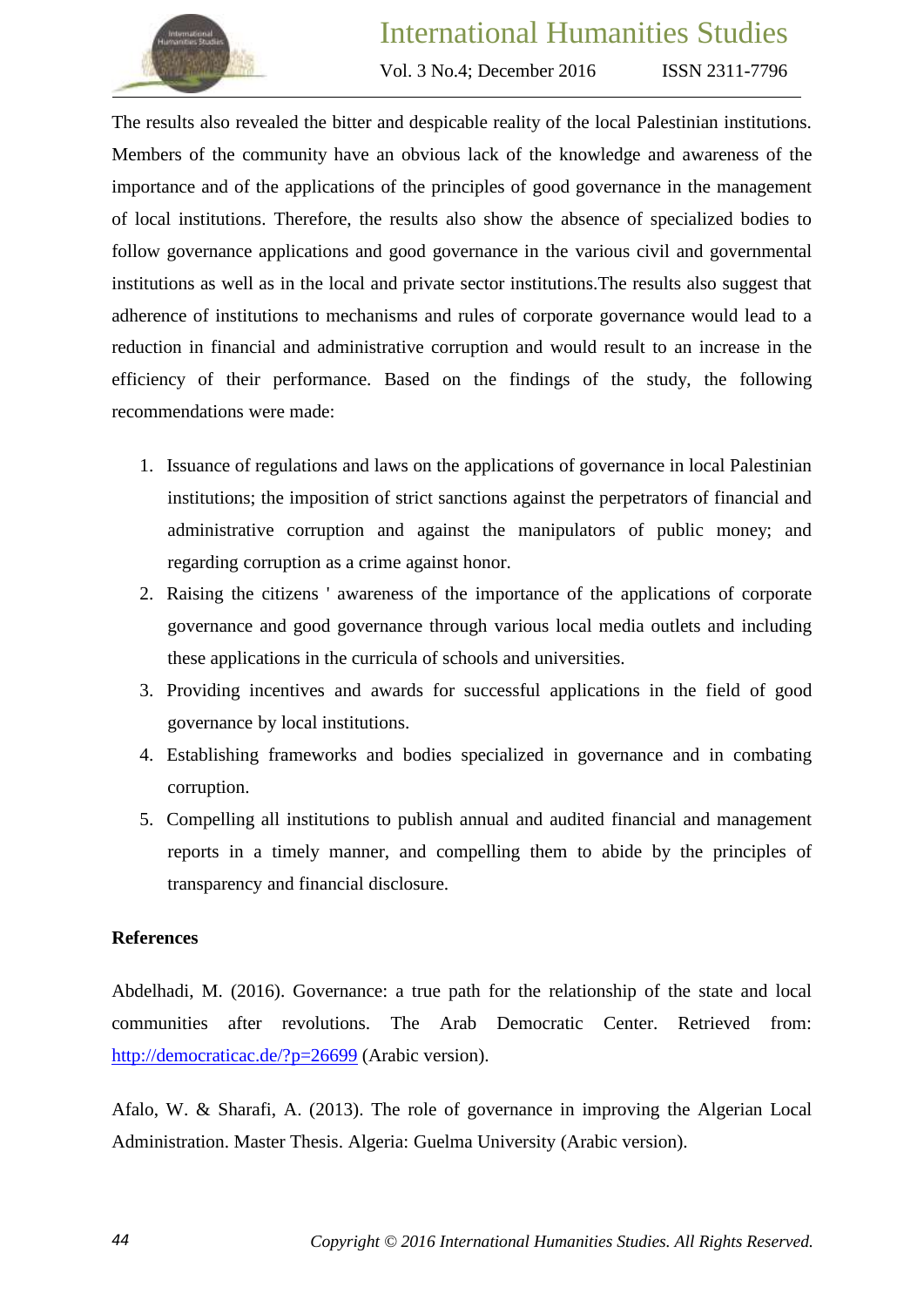The results also revealed the bitter and despicable reality of the local Palestinian institutions. Members of the community have an obvious lack of the knowledge and awareness of the importance and of the applications of the principles of good governance in the management of local institutions. Therefore, the results also show the absence of specialized bodies to follow governance applications and good governance in the various civil and governmental institutions as well as in the local and private sector institutions.The results also suggest that adherence of institutions to mechanisms and rules of corporate governance would lead to a reduction in financial and administrative corruption and would result to an increase in the efficiency of their performance. Based on the findings of the study, the following recommendations were made:

1. Issuance of regulations and laws on the applications of governance in local Palestinian institutions; the imposition of strict sanctions against the perpetrators of financial and administrative corruption and against the manipulators of public money; and regarding corruption as a crime against honor.
2. Raising the citizens ' awareness of the importance of the applications of corporate governance and good governance through various local media outlets and including these applications in the curricula of schools and universities.
3. Providing incentives and awards for successful applications in the field of good governance by local institutions.
4. Establishing frameworks and bodies specialized in governance and in combating corruption.
5. Compelling all institutions to publish annual and audited financial and management reports in a timely manner, and compelling them to abide by the principles of transparency and financial disclosure.

**References**

Abdelhadi, M. (2016). Governance: a true path for the relationship of the state and local communities after revolutions. The Arab Democratic Center. Retrieved from: http://democraticac.de/?p=26699 (Arabic version).

Afalo, W. & Sharafi, A. (2013). The role of governance in improving the Algerian Local Administration. Master Thesis. Algeria: Guelma University (Arabic version).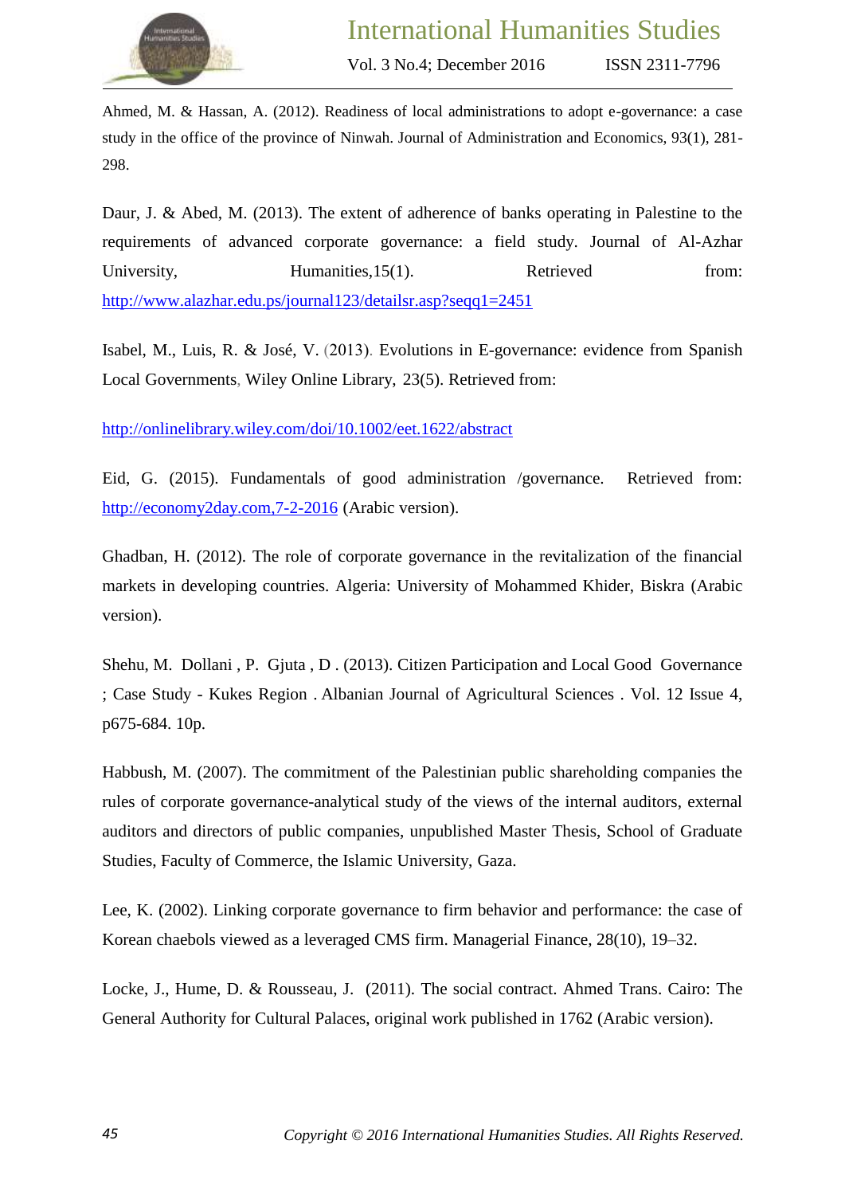Ahmed, M. & Hassan, A. (2012). Readiness of local administrations to adopt e-governance: a case study in the office of the province of Ninwah. Journal of Administration and Economics, 93(1), 281-298.

Daur, J. & Abed, M. (2013). The extent of adherence of banks operating in Palestine to the requirements of advanced corporate governance: a field study. Journal of Al-Azhar University, Humanities,15(1). Retrieved from: http://www.alazhar.edu.ps/journal123/detailsr.asp?seqq1=2451

Isabel, M., Luis, R. & José, V. (2013). Evolutions in E-governance: evidence from Spanish Local Governments, Wiley Online Library, 23(5). Retrieved from:

http://onlinelibrary.wiley.com/doi/10.1002/eet.1622/abstract

Eid, G. (2015). Fundamentals of good administration /governance. Retrieved from: http://economy2day.com,7-2-2016 (Arabic version).

Ghadban, H. (2012). The role of corporate governance in the revitalization of the financial markets in developing countries. Algeria: University of Mohammed Khider, Biskra (Arabic version).

Shehu, M. Dollani , P. Gjuta , D . (2013). Citizen Participation and Local Good Governance ; Case Study - Kukes Region . Albanian Journal of Agricultural Sciences . Vol. 12 Issue 4, p675-684. 10p.

Habbush, M. (2007). The commitment of the Palestinian public shareholding companies the rules of corporate governance-analytical study of the views of the internal auditors, external auditors and directors of public companies, unpublished Master Thesis, School of Graduate Studies, Faculty of Commerce, the Islamic University, Gaza.

Lee, K. (2002). Linking corporate governance to firm behavior and performance: the case of Korean chaebols viewed as a leveraged CMS firm. Managerial Finance, 28(10), 19–32.

Locke, J., Hume, D. & Rousseau, J. (2011). The social contract. Ahmed Trans. Cairo: The General Authority for Cultural Palaces, original work published in 1762 (Arabic version).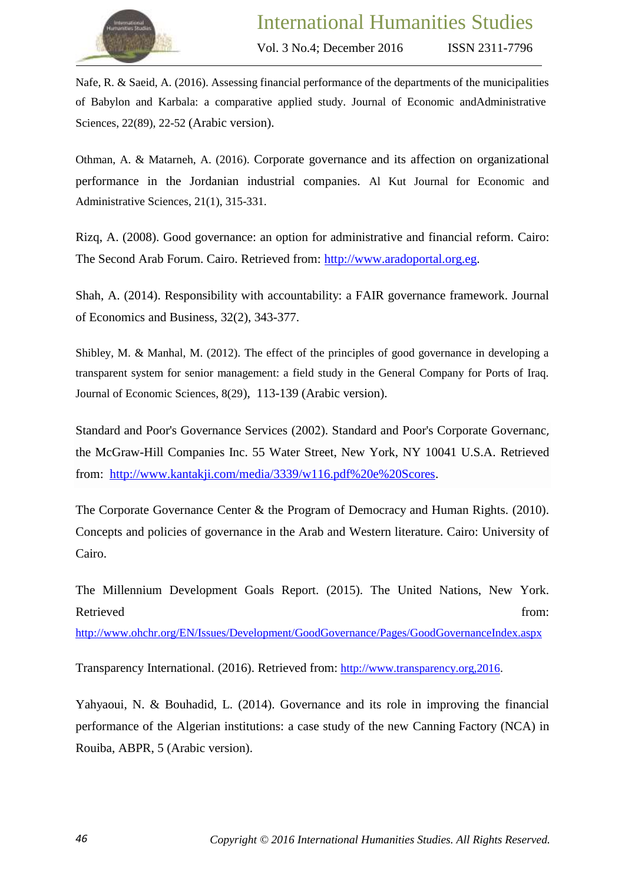Nafe, R. & Saeid, A. (2016). Assessing financial performance of the departments of the municipalities of Babylon and Karbala: a comparative applied study. Journal of Economic andAdministrative Sciences, 22(89), 22-52 (Arabic version).

Othman, A. & Matarneh, A. (2016). Corporate governance and its affection on organizational performance in the Jordanian industrial companies. Al Kut Journal for Economic and Administrative Sciences, 21(1), 315-331.

Rizq, A. (2008). Good governance: an option for administrative and financial reform. Cairo: The Second Arab Forum. Cairo. Retrieved from: http://www.aradoportal.org.eg.

Shah, A. (2014). Responsibility with accountability: a FAIR governance framework. Journal of Economics and Business, 32(2), 343-377.

Shibley, M. & Manhal, M. (2012). The effect of the principles of good governance in developing a transparent system for senior management: a field study in the General Company for Ports of Iraq. Journal of Economic Sciences, 8(29), 113-139 (Arabic version).

Standard and Poor's Governance Services (2002). Standard and Poor's Corporate Governanc, the McGraw-Hill Companies Inc. 55 Water Street, New York, NY 10041 U.S.A. Retrieved from: http://www.kantakji.com/media/3339/w116.pdf%20e%20Scores.

The Corporate Governance Center & the Program of Democracy and Human Rights. (2010). Concepts and policies of governance in the Arab and Western literature. Cairo: University of Cairo.

The Millennium Development Goals Report. (2015). The United Nations, New York. Retrieved from: http://www.ohchr.org/EN/Issues/Development/GoodGovernance/Pages/GoodGovernanceIndex.aspx

Transparency International. (2016). Retrieved from: http://www.transparency.org,2016.

Yahyaoui, N. & Bouhadid, L. (2014). Governance and its role in improving the financial performance of the Algerian institutions: a case study of the new Canning Factory (NCA) in Rouiba, ABPR, 5 (Arabic version).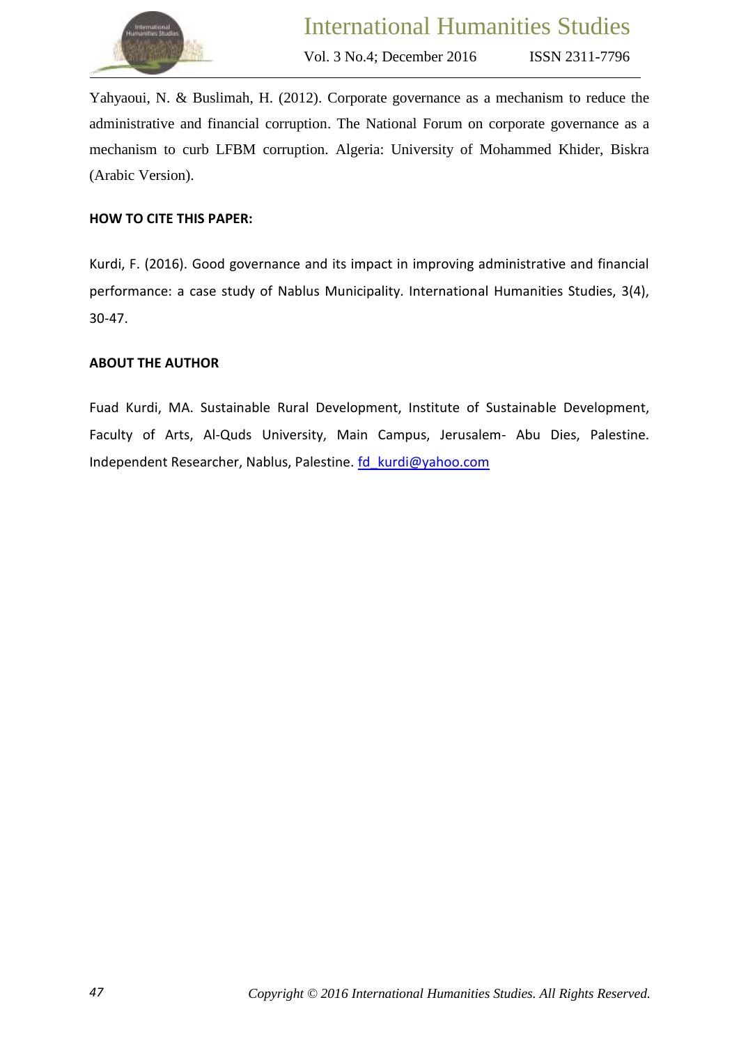Yahyaoui, N. & Buslimah, H. (2012). Corporate governance as a mechanism to reduce the administrative and financial corruption. The National Forum on corporate governance as a mechanism to curb LFBM corruption. Algeria: University of Mohammed Khider, Biskra (Arabic Version).

**HOW TO CITE THIS PAPER:**

Kurdi, F. (2016). Good governance and its impact in improving administrative and financial performance: a case study of Nablus Municipality. International Humanities Studies, 3(4), 30-47.

**ABOUT THE AUTHOR**

Fuad Kurdi, MA. Sustainable Rural Development, Institute of Sustainable Development, Faculty of Arts, Al-Quds University, Main Campus, Jerusalem- Abu Dies, Palestine. Independent Researcher, Nablus, Palestine. fd_kurdi@yahoo.com